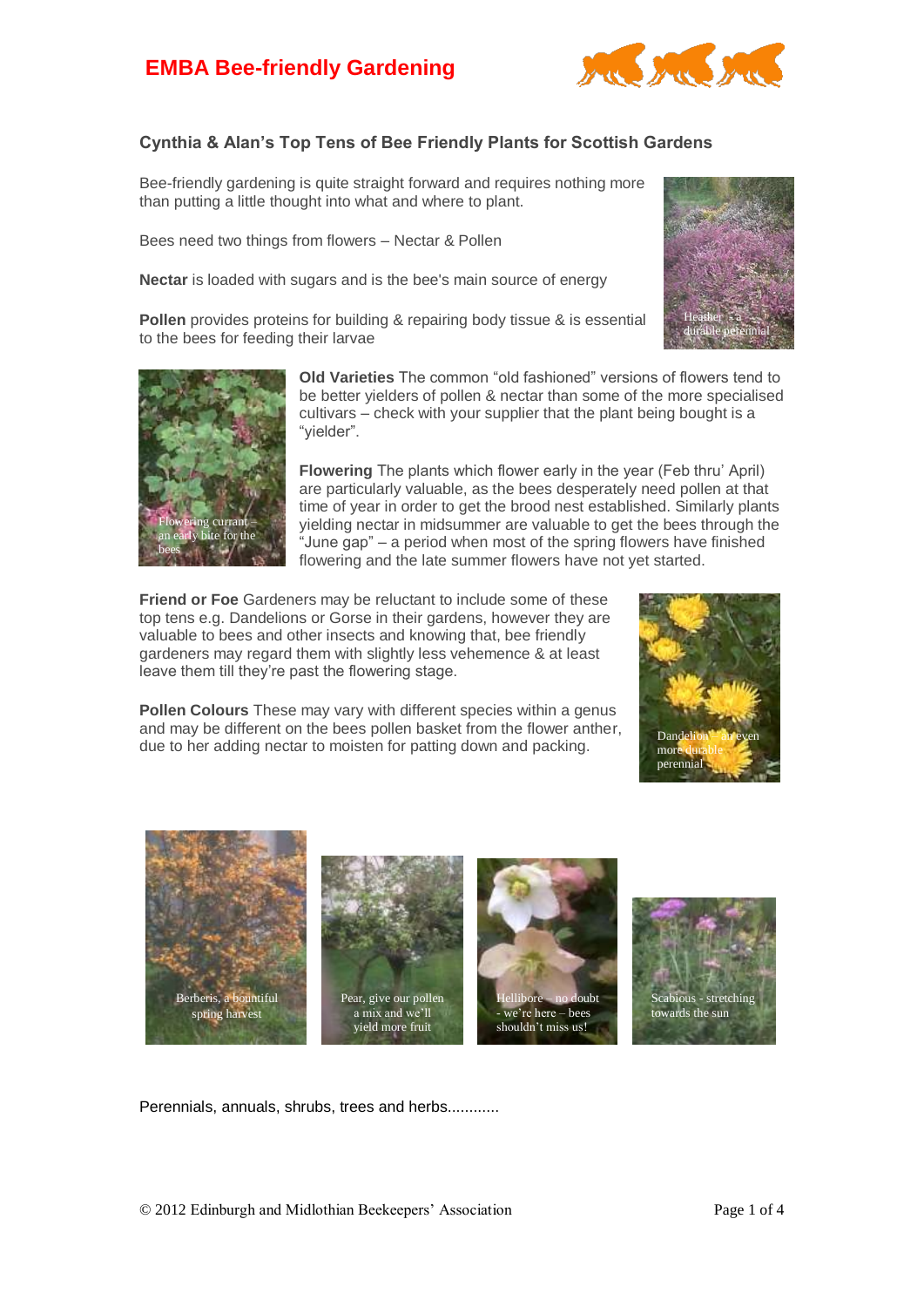# EMBA Bee-friendly Gardening

## Cynthia & Alan's Top Tens of Bee Friendly Plants for Scottish Gardens

Bee-friendly gardening is quite straight forward and requires nothing more than putting a little thought into what and where to plant.

Bees need two things from flowers – Nectar & Pollen

**Nectar** is loaded with sugars and is the bee's main source of energy

**Pollen** provides proteins for building & repairing body tissue & is essential to the bees for feeding their larvae

Heather - a durable perennial

**Old Varieties** The common "old fashioned" versions of flowers tend to be better yielders of pollen & nectar than some of the more specialised cultivars – check with your supplier that the plant being bought is a "yielder".

**Flowering** The plants which flower early in the year (Feb thru' April) are particularly valuable, as the bees desperately need pollen at that time of year in order to get the brood nest established. Similarly plants yielding nectar in midsummer are valuable to get the bees through the "June gap" – a period when most of the spring flowers have finished flowering and the late summer flowers have not yet started.

Flowering currant – an early bite for the bees

**Friend or Foe** Gardeners may be reluctant to include some of these top tens e.g. Dandelions or Gorse in their gardens, however they are valuable to bees and other insects and knowing that, bee friendly gardeners may regard them with slightly less vehemence & at least leave them till they're past the flowering stage.

**Pollen Colours** These may vary with different species within a genus and may be different on the bees pollen basket from the flower anther, due to her adding nectar to moisten for patting down and packing.

Dandelion – an even more durable perennial

Berberis, a bountiful spring harvest

Pear, give our pollen a mix and we'll yield more fruit

Hellibore – no doubt - we're here – bees shouldn't miss us!

Scabious - stretching towards the sun

Perennials, annuals, shrubs, trees and herbs............

© 2012 Edinburgh and Midlothian Beekeepers' Association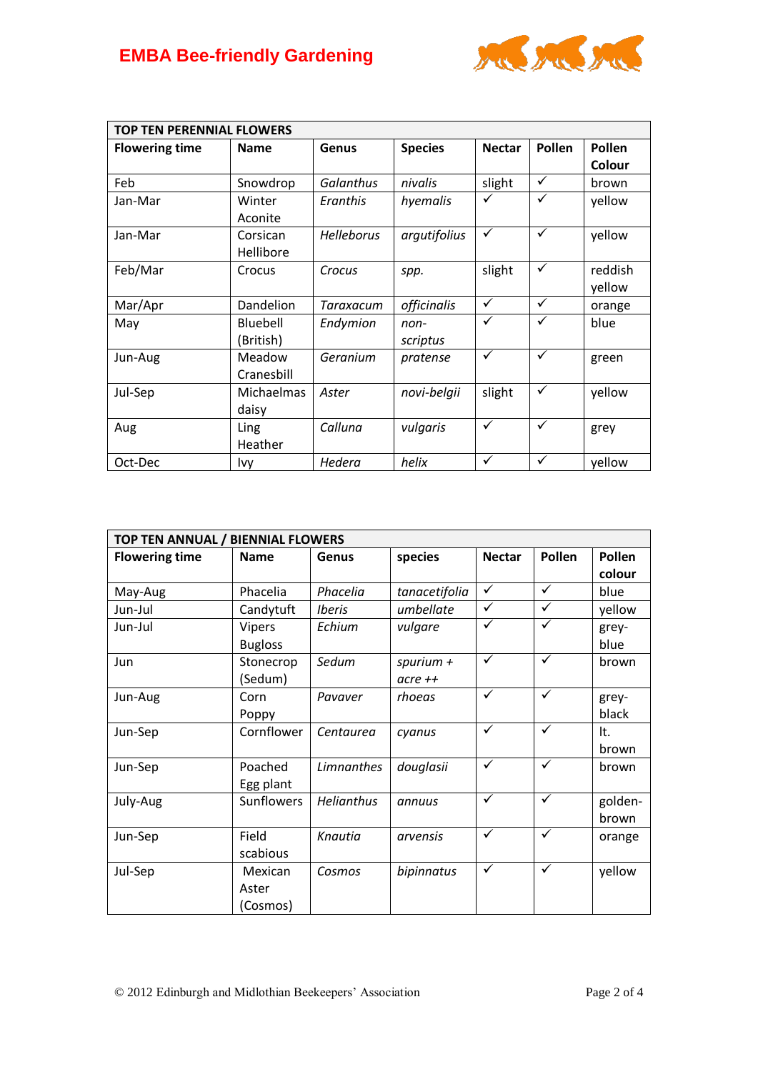# EMBA Bee-friendly Gardening

| TOP TEN PERENNIAL FLOWERS | | | | | | |
|---|---|---|---|---|---|---|
| **Flowering time** | **Name** | **Genus** | **Species** | **Nectar** | **Pollen** | **Pollen Colour** |
| Feb | Snowdrop | *Galanthus* | *nivalis* | slight | ✓ | brown |
| Jan-Mar | Winter Aconite | *Eranthis* | *hyemalis* | ✓ | ✓ | yellow |
| Jan-Mar | Corsican Hellibore | *Helleborus* | *argutifolius* | ✓ | ✓ | yellow |
| Feb/Mar | Crocus | *Crocus* | *spp.* | slight | ✓ | reddish yellow |
| Mar/Apr | Dandelion | *Taraxacum* | *officinalis* | ✓ | ✓ | orange |
| May | Bluebell (British) | *Endymion* | *non-scriptus* | ✓ | ✓ | blue |
| Jun-Aug | Meadow Cranesbill | *Geranium* | *pratense* | ✓ | ✓ | green |
| Jul-Sep | Michaelmas daisy | *Aster* | *novi-belgii* | slight | ✓ | yellow |
| Aug | Ling Heather | *Calluna* | *vulgaris* | ✓ | ✓ | grey |
| Oct-Dec | Ivy | *Hedera* | *helix* | ✓ | ✓ | yellow |

| TOP TEN ANNUAL / BIENNIAL FLOWERS | | | | | | |
|---|---|---|---|---|---|---|
| **Flowering time** | **Name** | **Genus** | **species** | **Nectar** | **Pollen** | **Pollen colour** |
| May-Aug | Phacelia | *Phacelia* | *tanacetifolia* | ✓ | ✓ | blue |
| Jun-Jul | Candytuft | *Iberis* | *umbellate* | ✓ | ✓ | yellow |
| Jun-Jul | Vipers Bugloss | *Echium* | *vulgare* | ✓ | ✓ | grey-blue |
| Jun | Stonecrop (Sedum) | *Sedum* | *spurium + acre ++* | ✓ | ✓ | brown |
| Jun-Aug | Corn Poppy | *Pavaver* | *rhoeas* | ✓ | ✓ | grey-black |
| Jun-Sep | Cornflower | *Centaurea* | *cyanus* | ✓ | ✓ | lt. brown |
| Jun-Sep | Poached Egg plant | *Limnanthes* | *douglasii* | ✓ | ✓ | brown |
| July-Aug | Sunflowers | *Helianthus* | *annuus* | ✓ | ✓ | golden-brown |
| Jun-Sep | Field scabious | *Knautia* | *arvensis* | ✓ | ✓ | orange |
| Jul-Sep | Mexican Aster (Cosmos) | *Cosmos* | *bipinnatus* | ✓ | ✓ | yellow |

© 2012 Edinburgh and Midlothian Beekeepers' Association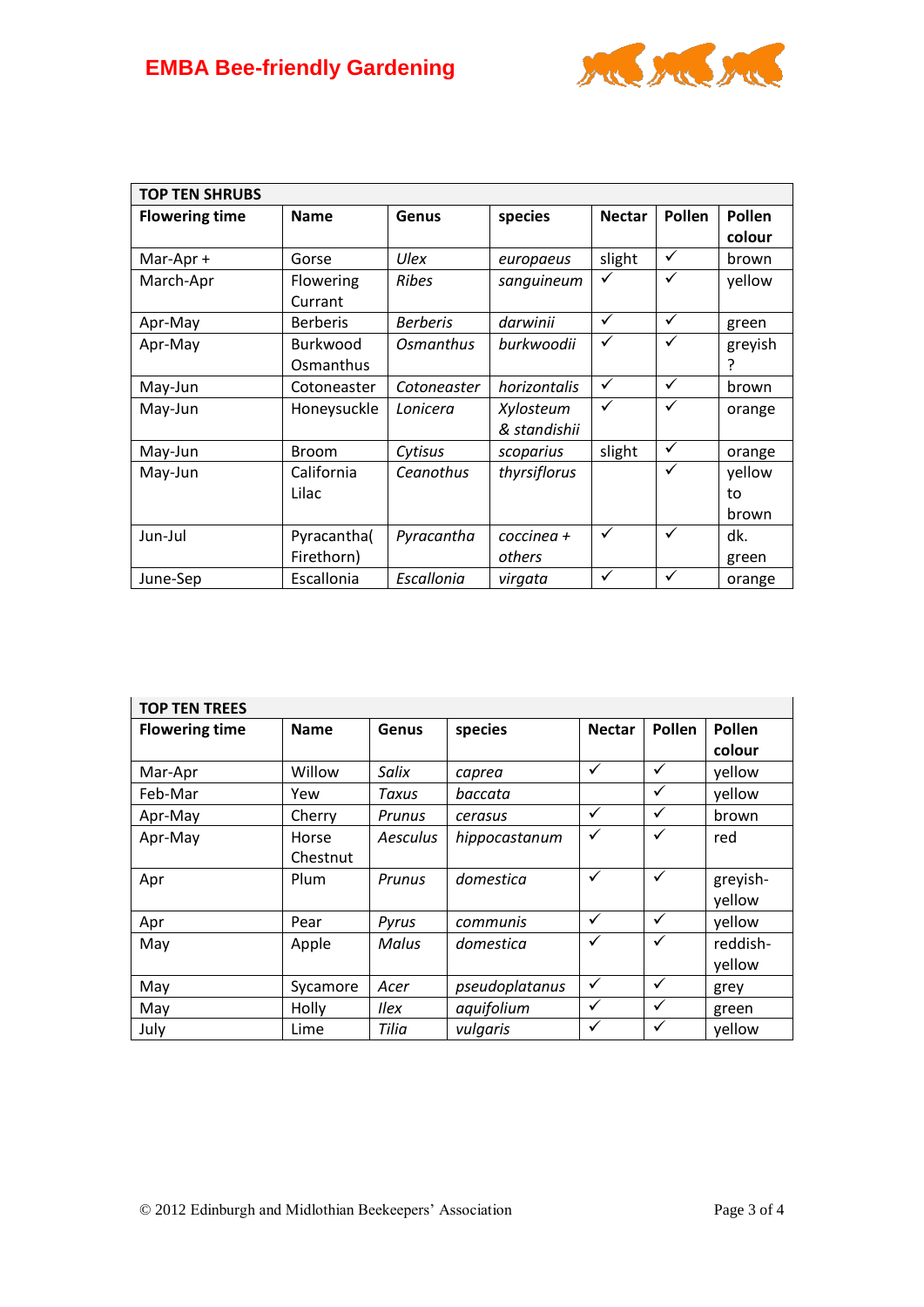| TOP TEN SHRUBS | | | | | | |
|---|---|---|---|---|---|---|
| **Flowering time** | **Name** | **Genus** | **species** | **Nectar** | **Pollen** | **Pollen colour** |
| Mar-Apr + | Gorse | *Ulex* | *europaeus* | slight | ✓ | brown |
| March-Apr | Flowering Currant | *Ribes* | *sanguineum* | ✓ | ✓ | yellow |
| Apr-May | Berberis | *Berberis* | *darwinii* | ✓ | ✓ | green |
| Apr-May | Burkwood Osmanthus | *Osmanthus* | *burkwoodii* | ✓ | ✓ | greyish ? |
| May-Jun | Cotoneaster | *Cotoneaster* | *horizontalis* | ✓ | ✓ | brown |
| May-Jun | Honeysuckle | *Lonicera* | *Xylosteum & standishii* | ✓ | ✓ | orange |
| May-Jun | Broom | *Cytisus* | *scoparius* | slight | ✓ | orange |
| May-Jun | California Lilac | *Ceanothus* | *thyrsiflorus* | | ✓ | yellow to brown |
| Jun-Jul | Pyracantha( Firethorn) | *Pyracantha* | *coccinea + others* | ✓ | ✓ | dk. green |
| June-Sep | Escallonia | *Escallonia* | *virgata* | ✓ | ✓ | orange |

| TOP TEN TREES | | | | | | |
|---|---|---|---|---|---|---|
| **Flowering time** | **Name** | **Genus** | **species** | **Nectar** | **Pollen** | **Pollen colour** |
| Mar-Apr | Willow | *Salix* | *caprea* | ✓ | ✓ | yellow |
| Feb-Mar | Yew | *Taxus* | *baccata* | | ✓ | yellow |
| Apr-May | Cherry | *Prunus* | *cerasus* | ✓ | ✓ | brown |
| Apr-May | Horse Chestnut | *Aesculus* | *hippocastanum* | ✓ | ✓ | red |
| Apr | Plum | *Prunus* | *domestica* | ✓ | ✓ | greyish-yellow |
| Apr | Pear | *Pyrus* | *communis* | ✓ | ✓ | yellow |
| May | Apple | *Malus* | *domestica* | ✓ | ✓ | reddish-yellow |
| May | Sycamore | *Acer* | *pseudoplatanus* | ✓ | ✓ | grey |
| May | Holly | *Ilex* | *aquifolium* | ✓ | ✓ | green |
| July | Lime | *Tilia* | *vulgaris* | ✓ | ✓ | yellow |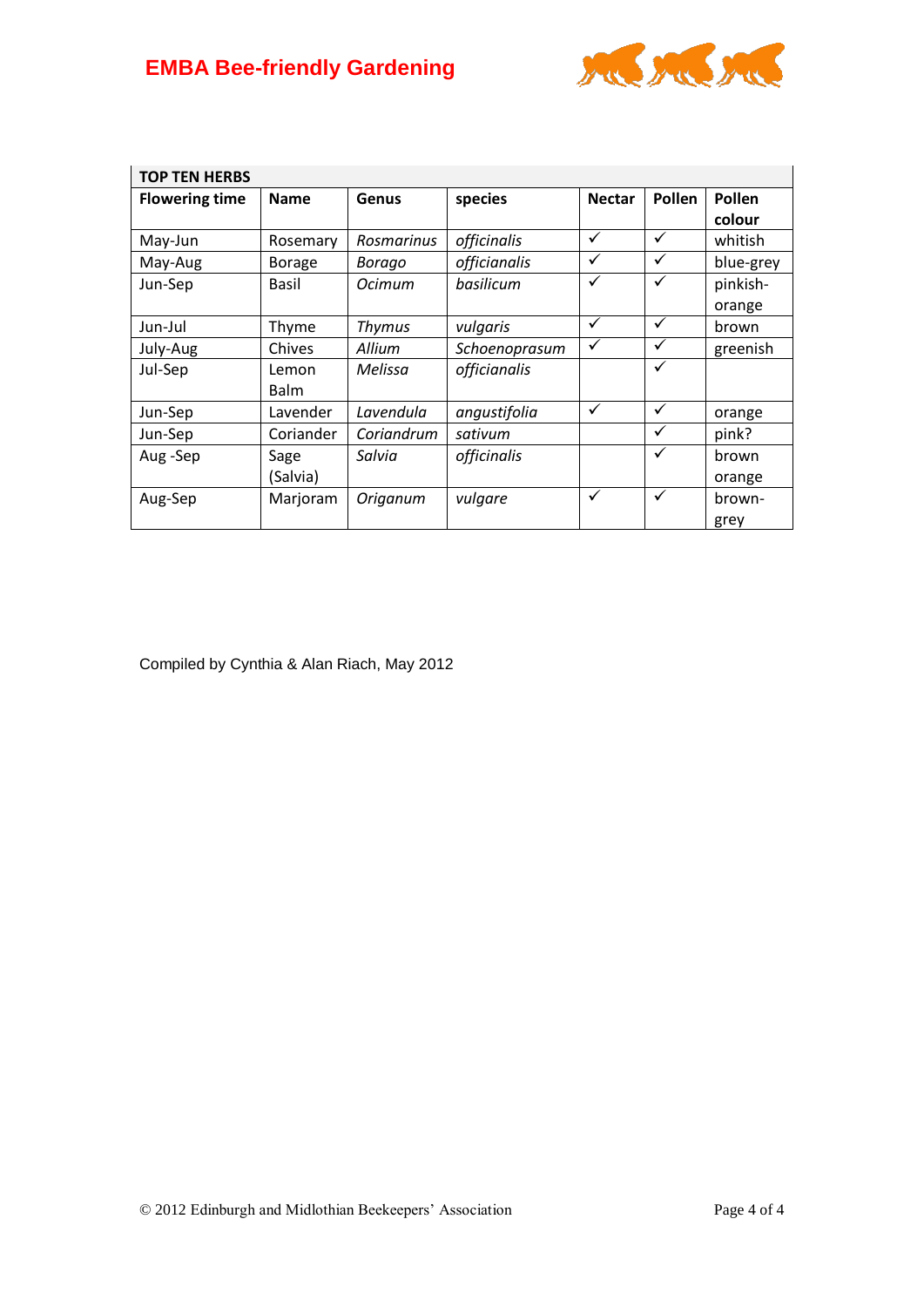## EMBA Bee-friendly Gardening

| TOP TEN HERBS | | | | | | |
|---|---|---|---|---|---|---|
| **Flowering time** | **Name** | **Genus** | **species** | **Nectar** | **Pollen** | **Pollen colour** |
| May-Jun | Rosemary | *Rosmarinus* | *officinalis* | ✓ | ✓ | whitish |
| May-Aug | Borage | *Borago* | *officianalis* | ✓ | ✓ | blue-grey |
| Jun-Sep | Basil | *Ocimum* | *basilicum* | ✓ | ✓ | pinkish-orange |
| Jun-Jul | Thyme | *Thymus* | *vulgaris* | ✓ | ✓ | brown |
| July-Aug | Chives | *Allium* | *Schoenoprasum* | ✓ | ✓ | greenish |
| Jul-Sep | Lemon Balm | *Melissa* | *officianalis* | | ✓ | |
| Jun-Sep | Lavender | *Lavendula* | *angustifolia* | ✓ | ✓ | orange |
| Jun-Sep | Coriander | *Coriandrum* | *sativum* | | ✓ | pink? |
| Aug -Sep | Sage (Salvia) | *Salvia* | *officinalis* | | ✓ | brown orange |
| Aug-Sep | Marjoram | *Origanum* | *vulgare* | ✓ | ✓ | brown-grey |

Compiled by Cynthia & Alan Riach, May 2012

© 2012 Edinburgh and Midlothian Beekeepers' Association